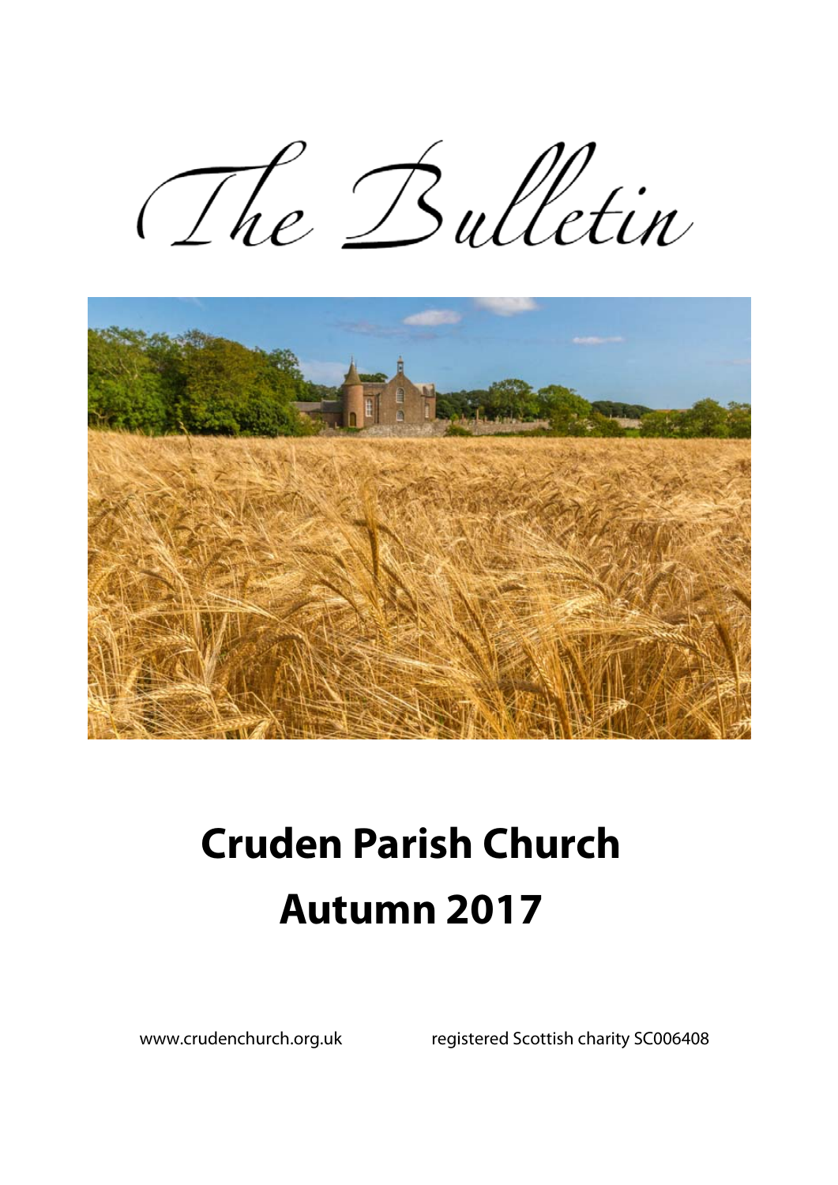# The Bulletin

# Cruden Parish Church

# Autumn 2017

www.crudenchurch.org.uk

registered Scottish charity SC006408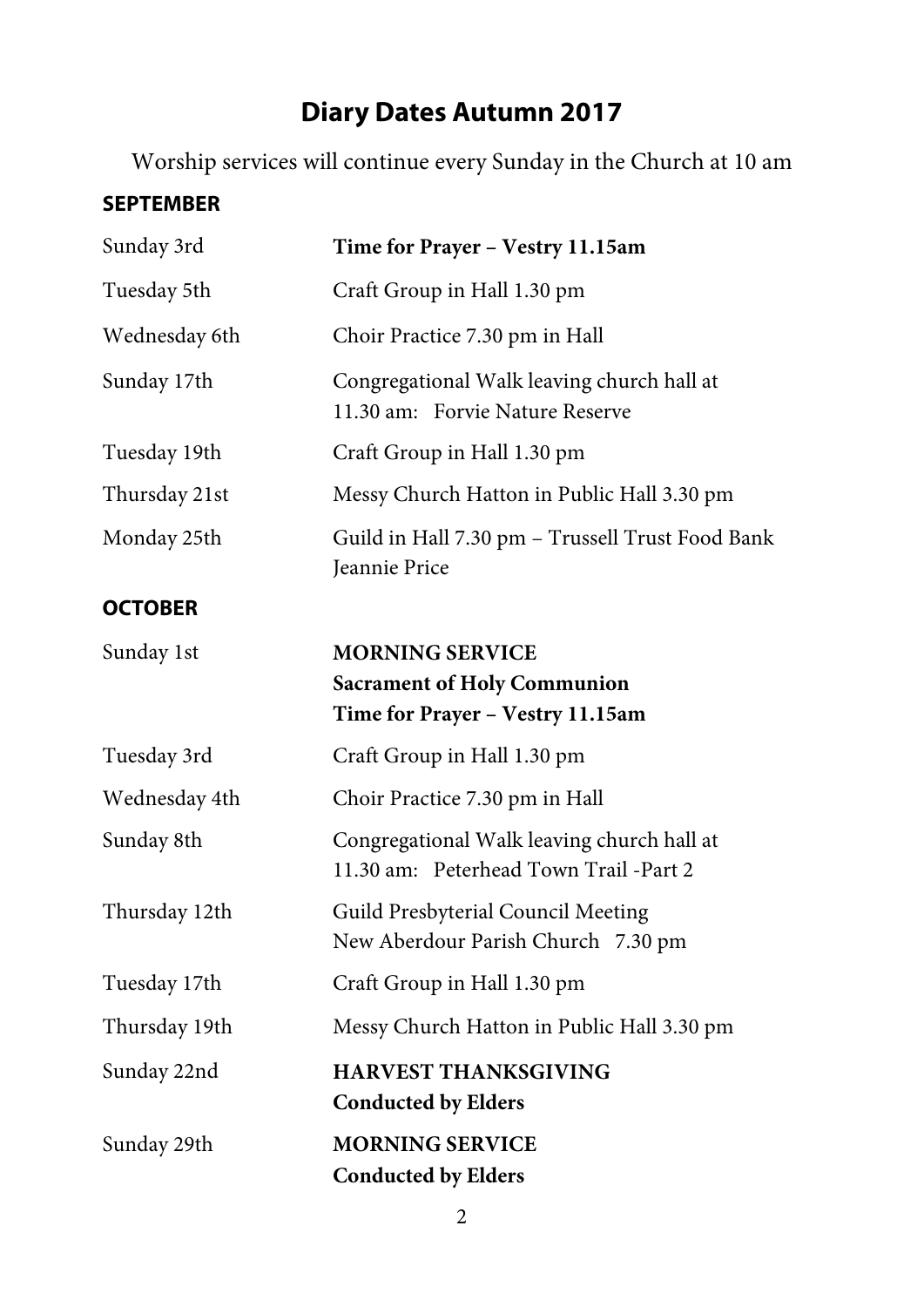# Diary Dates Autumn 2017

Worship services will continue every Sunday in the Church at 10 am

## SEPTEMBER

| | |
|---|---|
| Sunday 3rd | **Time for Prayer – Vestry 11.15am** |
| Tuesday 5th | Craft Group in Hall 1.30 pm |
| Wednesday 6th | Choir Practice 7.30 pm in Hall |
| Sunday 17th | Congregational Walk leaving church hall at 11.30 am: Forvie Nature Reserve |
| Tuesday 19th | Craft Group in Hall 1.30 pm |
| Thursday 21st | Messy Church Hatton in Public Hall 3.30 pm |
| Monday 25th | Guild in Hall 7.30 pm – Trussell Trust Food Bank Jeannie Price |

## OCTOBER

| | |
|---|---|
| Sunday 1st | **MORNING SERVICE**<br>**Sacrament of Holy Communion**<br>**Time for Prayer – Vestry 11.15am** |
| Tuesday 3rd | Craft Group in Hall 1.30 pm |
| Wednesday 4th | Choir Practice 7.30 pm in Hall |
| Sunday 8th | Congregational Walk leaving church hall at 11.30 am: Peterhead Town Trail -Part 2 |
| Thursday 12th | Guild Presbyterial Council Meeting<br>New Aberdour Parish Church 7.30 pm |
| Tuesday 17th | Craft Group in Hall 1.30 pm |
| Thursday 19th | Messy Church Hatton in Public Hall 3.30 pm |
| Sunday 22nd | **HARVEST THANKSGIVING**<br>**Conducted by Elders** |
| Sunday 29th | **MORNING SERVICE**<br>**Conducted by Elders** |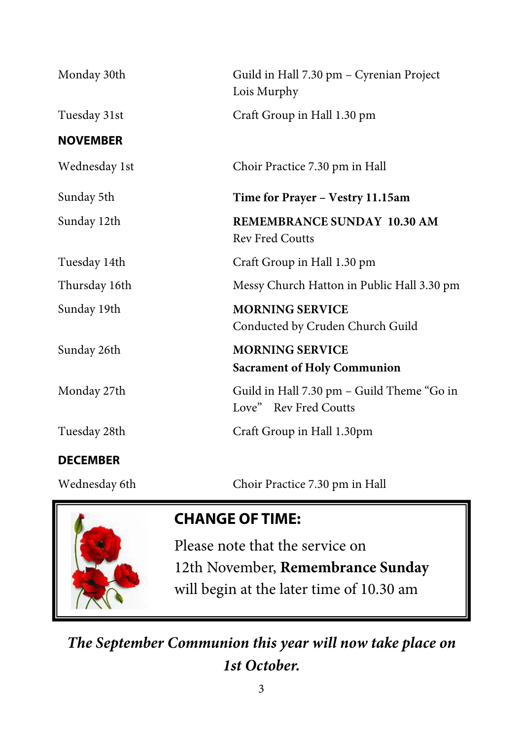| | |
|---|---|
| Monday 30th | Guild in Hall 7.30 pm – Cyrenian Project Lois Murphy |
| Tuesday 31st | Craft Group in Hall 1.30 pm |
| **NOVEMBER** | |
| Wednesday 1st | Choir Practice 7.30 pm in Hall |
| Sunday 5th | **Time for Prayer – Vestry 11.15am** |
| Sunday 12th | **REMEMBRANCE SUNDAY 10.30 AM** Rev Fred Coutts |
| Tuesday 14th | Craft Group in Hall 1.30 pm |
| Thursday 16th | Messy Church Hatton in Public Hall 3.30 pm |
| Sunday 19th | **MORNING SERVICE** Conducted by Cruden Church Guild |
| Sunday 26th | **MORNING SERVICE** **Sacrament of Holy Communion** |
| Monday 27th | Guild in Hall 7.30 pm – Guild Theme "Go in Love" Rev Fred Coutts |
| Tuesday 28th | Craft Group in Hall 1.30pm |
| **DECEMBER** | |
| Wednesday 6th | Choir Practice 7.30 pm in Hall |

## CHANGE OF TIME:

Please note that the service on 12th November, **Remembrance Sunday** will begin at the later time of 10.30 am

***The September Communion this year will now take place on 1st October.***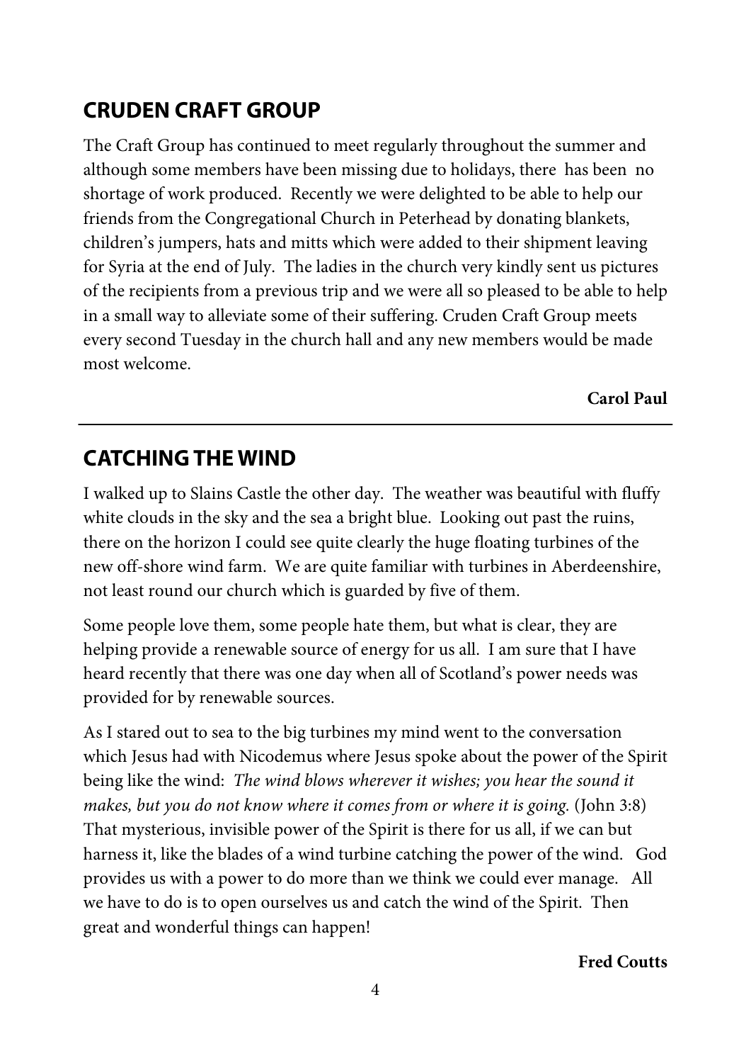## CRUDEN CRAFT GROUP

The Craft Group has continued to meet regularly throughout the summer and although some members have been missing due to holidays, there has been no shortage of work produced. Recently we were delighted to be able to help our friends from the Congregational Church in Peterhead by donating blankets, children's jumpers, hats and mitts which were added to their shipment leaving for Syria at the end of July. The ladies in the church very kindly sent us pictures of the recipients from a previous trip and we were all so pleased to be able to help in a small way to alleviate some of their suffering. Cruden Craft Group meets every second Tuesday in the church hall and any new members would be made most welcome.

**Carol Paul**

---

## CATCHING THE WIND

I walked up to Slains Castle the other day. The weather was beautiful with fluffy white clouds in the sky and the sea a bright blue. Looking out past the ruins, there on the horizon I could see quite clearly the huge floating turbines of the new off-shore wind farm. We are quite familiar with turbines in Aberdeenshire, not least round our church which is guarded by five of them.

Some people love them, some people hate them, but what is clear, they are helping provide a renewable source of energy for us all. I am sure that I have heard recently that there was one day when all of Scotland's power needs was provided for by renewable sources.

As I stared out to sea to the big turbines my mind went to the conversation which Jesus had with Nicodemus where Jesus spoke about the power of the Spirit being like the wind: *The wind blows wherever it wishes; you hear the sound it makes, but you do not know where it comes from or where it is going.* (John 3:8) That mysterious, invisible power of the Spirit is there for us all, if we can but harness it, like the blades of a wind turbine catching the power of the wind. God provides us with a power to do more than we think we could ever manage. All we have to do is to open ourselves us and catch the wind of the Spirit. Then great and wonderful things can happen!

**Fred Coutts**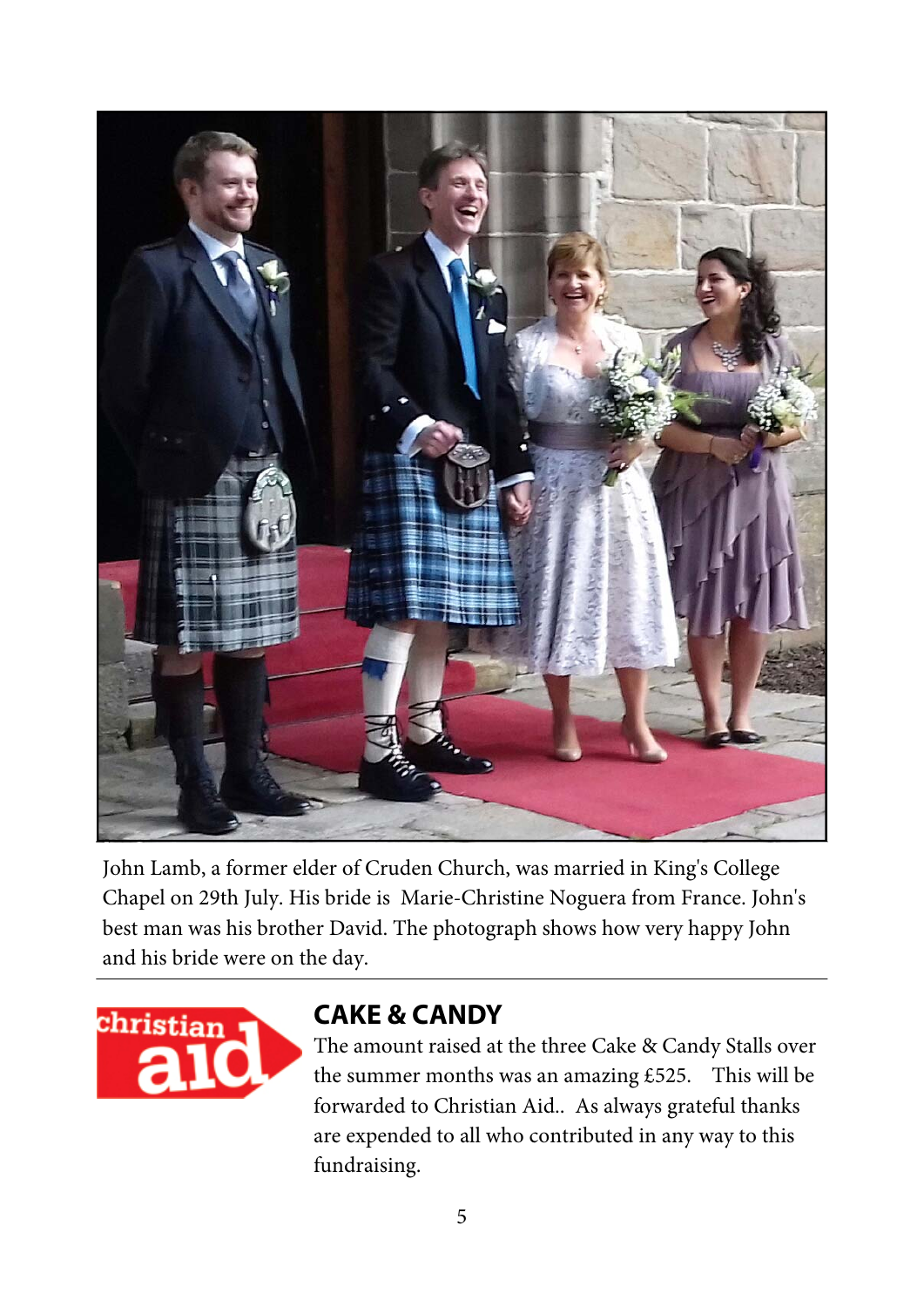John Lamb, a former elder of Cruden Church, was married in King's College Chapel on 29th July. His bride is Marie-Christine Noguera from France. John's best man was his brother David. The photograph shows how very happy John and his bride were on the day.

---

## CAKE & CANDY

The amount raised at the three Cake & Candy Stalls over the summer months was an amazing £525. This will be forwarded to Christian Aid.. As always grateful thanks are expended to all who contributed in any way to this fundraising.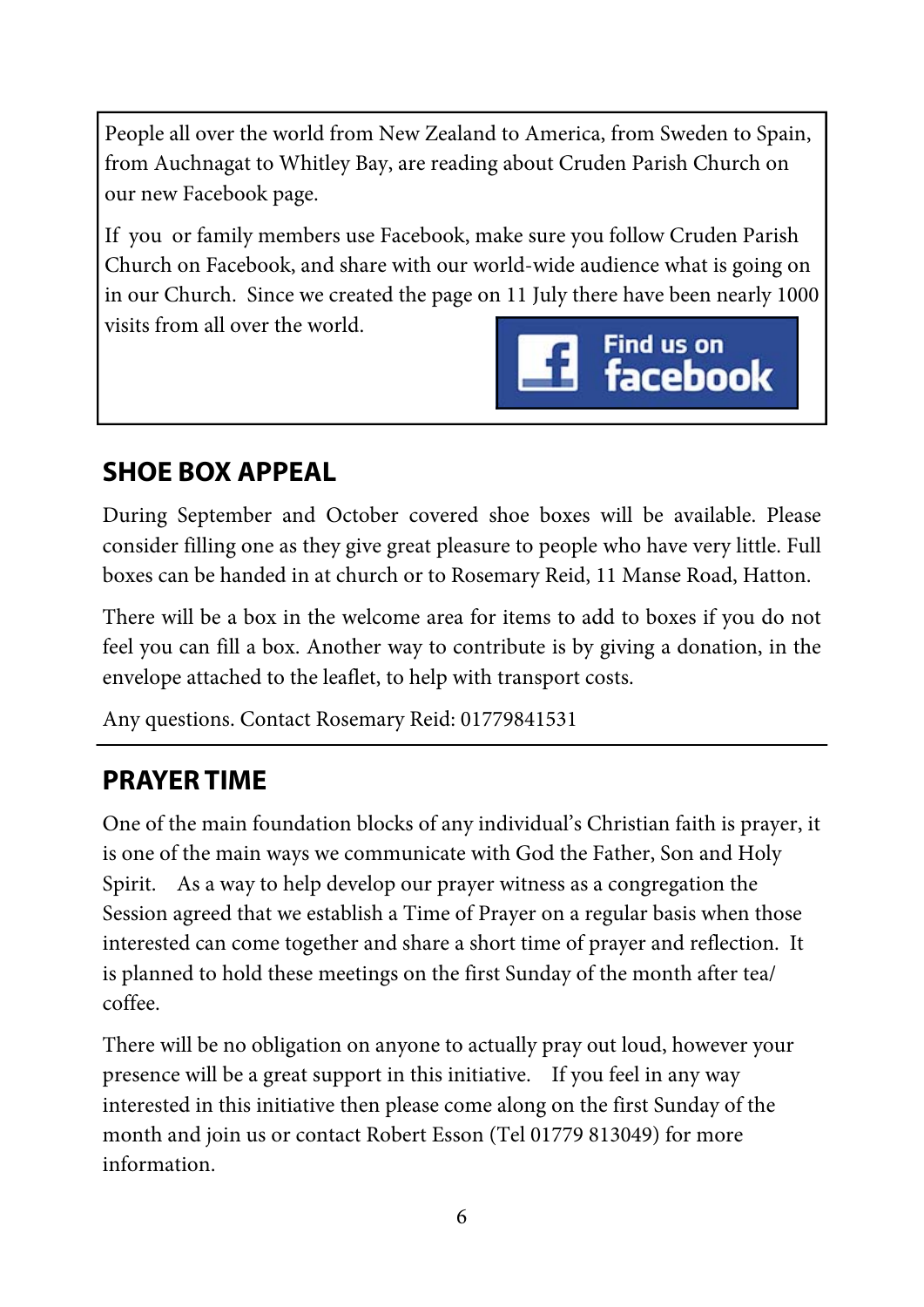People all over the world from New Zealand to America, from Sweden to Spain, from Auchnagat to Whitley Bay, are reading about Cruden Parish Church on our new Facebook page.

If you or family members use Facebook, make sure you follow Cruden Parish Church on Facebook, and share with our world-wide audience what is going on in our Church. Since we created the page on 11 July there have been nearly 1000 visits from all over the world.

Find us on facebook

## SHOE BOX APPEAL

During September and October covered shoe boxes will be available. Please consider filling one as they give great pleasure to people who have very little. Full boxes can be handed in at church or to Rosemary Reid, 11 Manse Road, Hatton.

There will be a box in the welcome area for items to add to boxes if you do not feel you can fill a box. Another way to contribute is by giving a donation, in the envelope attached to the leaflet, to help with transport costs.

Any questions. Contact Rosemary Reid: 01779841531

## PRAYER TIME

One of the main foundation blocks of any individual's Christian faith is prayer, it is one of the main ways we communicate with God the Father, Son and Holy Spirit. As a way to help develop our prayer witness as a congregation the Session agreed that we establish a Time of Prayer on a regular basis when those interested can come together and share a short time of prayer and reflection. It is planned to hold these meetings on the first Sunday of the month after tea/ coffee.

There will be no obligation on anyone to actually pray out loud, however your presence will be a great support in this initiative. If you feel in any way interested in this initiative then please come along on the first Sunday of the month and join us or contact Robert Esson (Tel 01779 813049) for more information.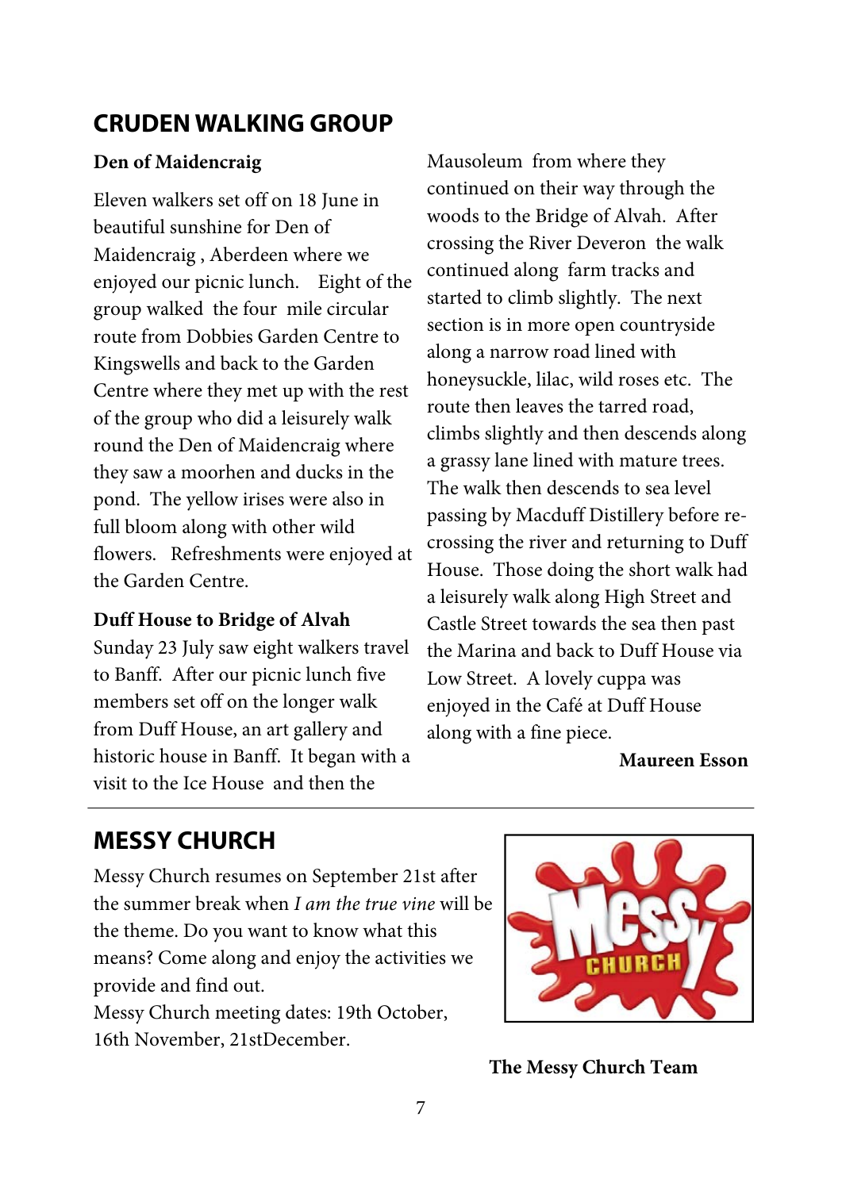## CRUDEN WALKING GROUP

**Den of Maidencraig**

Eleven walkers set off on 18 June in beautiful sunshine for Den of Maidencraig , Aberdeen where we enjoyed our picnic lunch. Eight of the group walked the four mile circular route from Dobbies Garden Centre to Kingswells and back to the Garden Centre where they met up with the rest of the group who did a leisurely walk round the Den of Maidencraig where they saw a moorhen and ducks in the pond. The yellow irises were also in full bloom along with other wild flowers. Refreshments were enjoyed at the Garden Centre.

**Duff House to Bridge of Alvah**

Sunday 23 July saw eight walkers travel to Banff. After our picnic lunch five members set off on the longer walk from Duff House, an art gallery and historic house in Banff. It began with a visit to the Ice House and then the Mausoleum from where they continued on their way through the woods to the Bridge of Alvah. After crossing the River Deveron the walk continued along farm tracks and started to climb slightly. The next section is in more open countryside along a narrow road lined with honeysuckle, lilac, wild roses etc. The route then leaves the tarred road, climbs slightly and then descends along a grassy lane lined with mature trees. The walk then descends to sea level passing by Macduff Distillery before re-crossing the river and returning to Duff House. Those doing the short walk had a leisurely walk along High Street and Castle Street towards the sea then past the Marina and back to Duff House via Low Street. A lovely cuppa was enjoyed in the Café at Duff House along with a fine piece.

**Maureen Esson**

## MESSY CHURCH

Messy Church resumes on September 21st after the summer break when *I am the true vine* will be the theme. Do you want to know what this means? Come along and enjoy the activities we provide and find out.

Messy Church meeting dates: 19th October, 16th November, 21stDecember.

**The Messy Church Team**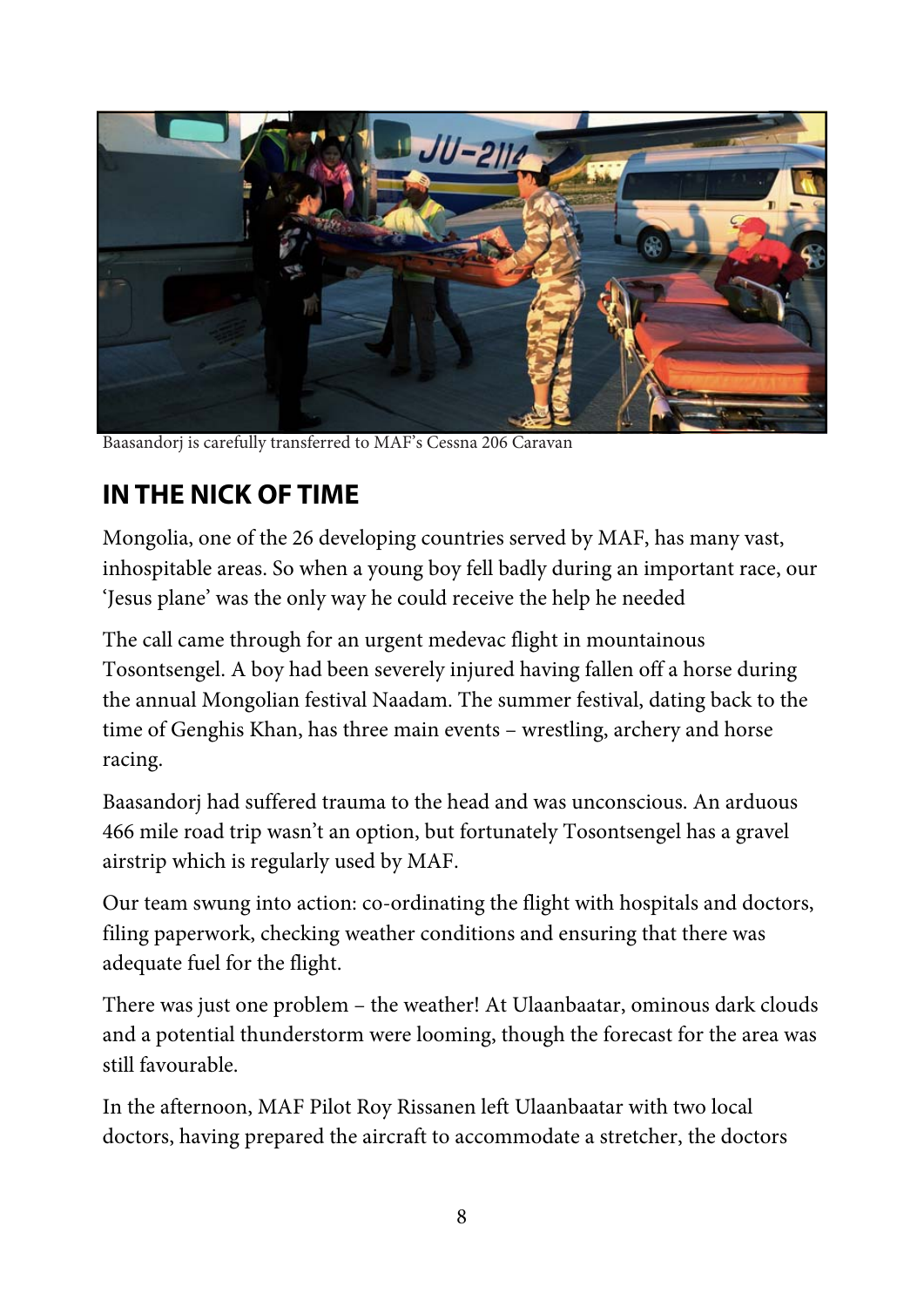Baasandorj is carefully transferred to MAF's Cessna 206 Caravan

## IN THE NICK OF TIME

Mongolia, one of the 26 developing countries served by MAF, has many vast, inhospitable areas. So when a young boy fell badly during an important race, our 'Jesus plane' was the only way he could receive the help he needed

The call came through for an urgent medevac flight in mountainous Tosontsengel. A boy had been severely injured having fallen off a horse during the annual Mongolian festival Naadam. The summer festival, dating back to the time of Genghis Khan, has three main events – wrestling, archery and horse racing.

Baasandorj had suffered trauma to the head and was unconscious. An arduous 466 mile road trip wasn't an option, but fortunately Tosontsengel has a gravel airstrip which is regularly used by MAF.

Our team swung into action: co-ordinating the flight with hospitals and doctors, filing paperwork, checking weather conditions and ensuring that there was adequate fuel for the flight.

There was just one problem – the weather! At Ulaanbaatar, ominous dark clouds and a potential thunderstorm were looming, though the forecast for the area was still favourable.

In the afternoon, MAF Pilot Roy Rissanen left Ulaanbaatar with two local doctors, having prepared the aircraft to accommodate a stretcher, the doctors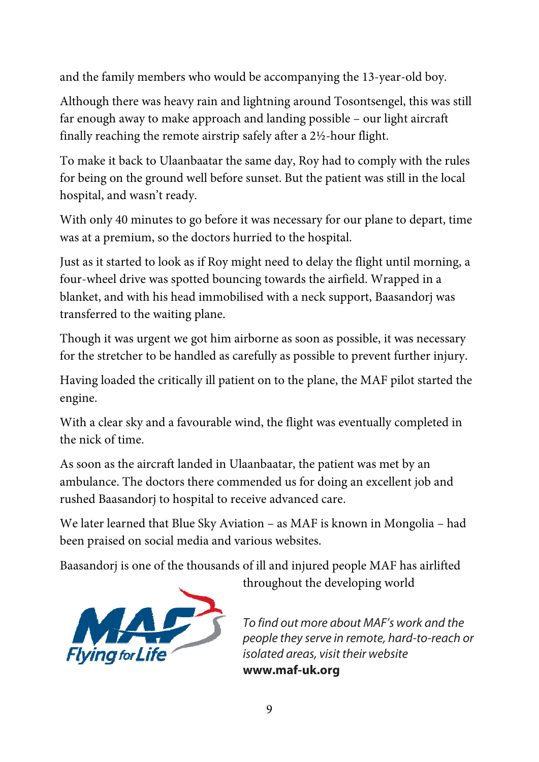and the family members who would be accompanying the 13-year-old boy.

Although there was heavy rain and lightning around Tosontsengel, this was still far enough away to make approach and landing possible – our light aircraft finally reaching the remote airstrip safely after a 2½-hour flight.

To make it back to Ulaanbaatar the same day, Roy had to comply with the rules for being on the ground well before sunset. But the patient was still in the local hospital, and wasn't ready.

With only 40 minutes to go before it was necessary for our plane to depart, time was at a premium, so the doctors hurried to the hospital.

Just as it started to look as if Roy might need to delay the flight until morning, a four-wheel drive was spotted bouncing towards the airfield. Wrapped in a blanket, and with his head immobilised with a neck support, Baasandorj was transferred to the waiting plane.

Though it was urgent we got him airborne as soon as possible, it was necessary for the stretcher to be handled as carefully as possible to prevent further injury.

Having loaded the critically ill patient on to the plane, the MAF pilot started the engine.

With a clear sky and a favourable wind, the flight was eventually completed in the nick of time.

As soon as the aircraft landed in Ulaanbaatar, the patient was met by an ambulance. The doctors there commended us for doing an excellent job and rushed Baasandorj to hospital to receive advanced care.

We later learned that Blue Sky Aviation – as MAF is known in Mongolia – had been praised on social media and various websites.

Baasandorj is one of the thousands of ill and injured people MAF has airlifted throughout the developing world

MAF Flying for Life

*To find out more about MAF's work and the people they serve in remote, hard-to-reach or isolated areas, visit their website*
**www.maf-uk.org**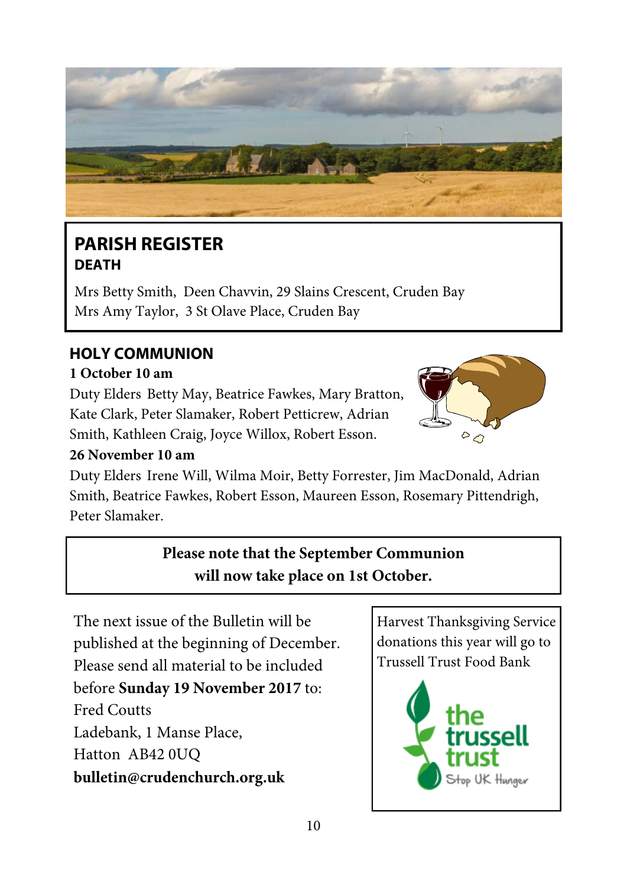## PARISH REGISTER

### DEATH

Mrs Betty Smith, Deen Chavvin, 29 Slains Crescent, Cruden Bay
Mrs Amy Taylor, 3 St Olave Place, Cruden Bay

## HOLY COMMUNION

**1 October 10 am**

Duty Elders Betty May, Beatrice Fawkes, Mary Bratton, Kate Clark, Peter Slamaker, Robert Petticrew, Adrian Smith, Kathleen Craig, Joyce Willox, Robert Esson.

**26 November 10 am**

Duty Elders Irene Will, Wilma Moir, Betty Forrester, Jim MacDonald, Adrian Smith, Beatrice Fawkes, Robert Esson, Maureen Esson, Rosemary Pittendrigh, Peter Slamaker.

**Please note that the September Communion will now take place on 1st October.**

The next issue of the Bulletin will be published at the beginning of December. Please send all material to be included before **Sunday 19 November 2017** to:
Fred Coutts
Ladebank, 1 Manse Place,
Hatton AB42 0UQ
**bulletin@crudenchurch.org.uk**

Harvest Thanksgiving Service donations this year will go to Trussell Trust Food Bank

the trussell trust
Stop UK Hunger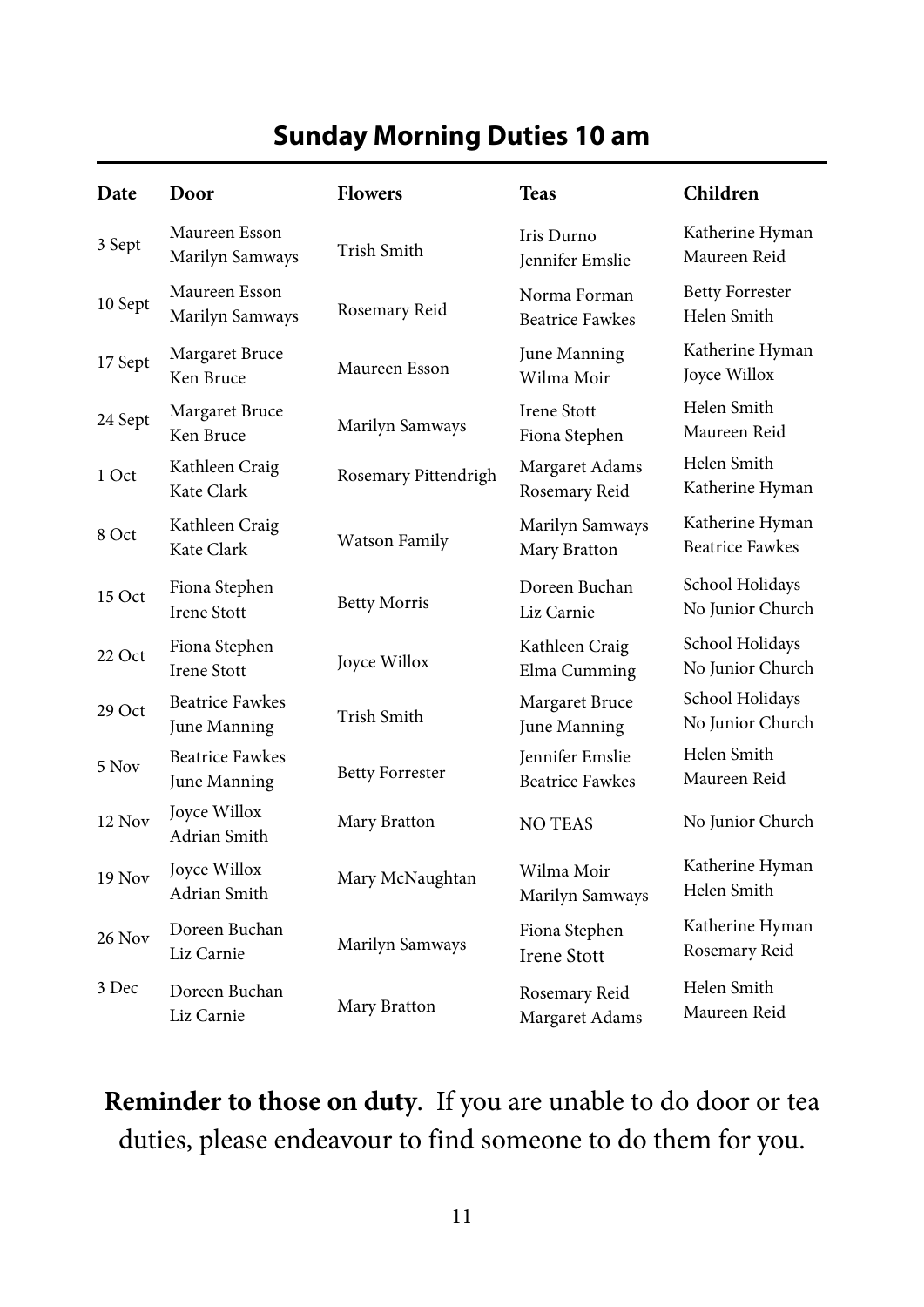## Sunday Morning Duties 10 am

| Date | Door | Flowers | Teas | Children |
|---|---|---|---|---|
| 3 Sept | Maureen Esson<br>Marilyn Samways | Trish Smith | Iris Durno<br>Jennifer Emslie | Katherine Hyman<br>Maureen Reid |
| 10 Sept | Maureen Esson<br>Marilyn Samways | Rosemary Reid | Norma Forman<br>Beatrice Fawkes | Betty Forrester<br>Helen Smith |
| 17 Sept | Margaret Bruce<br>Ken Bruce | Maureen Esson | June Manning<br>Wilma Moir | Katherine Hyman<br>Joyce Willox |
| 24 Sept | Margaret Bruce<br>Ken Bruce | Marilyn Samways | Irene Stott<br>Fiona Stephen | Helen Smith<br>Maureen Reid |
| 1 Oct | Kathleen Craig<br>Kate Clark | Rosemary Pittendrigh | Margaret Adams<br>Rosemary Reid | Helen Smith<br>Katherine Hyman |
| 8 Oct | Kathleen Craig<br>Kate Clark | Watson Family | Marilyn Samways<br>Mary Bratton | Katherine Hyman<br>Beatrice Fawkes |
| 15 Oct | Fiona Stephen<br>Irene Stott | Betty Morris | Doreen Buchan<br>Liz Carnie | School Holidays<br>No Junior Church |
| 22 Oct | Fiona Stephen<br>Irene Stott | Joyce Willox | Kathleen Craig<br>Elma Cumming | School Holidays<br>No Junior Church |
| 29 Oct | Beatrice Fawkes<br>June Manning | Trish Smith | Margaret Bruce<br>June Manning | School Holidays<br>No Junior Church |
| 5 Nov | Beatrice Fawkes<br>June Manning | Betty Forrester | Jennifer Emslie<br>Beatrice Fawkes | Helen Smith<br>Maureen Reid |
| 12 Nov | Joyce Willox<br>Adrian Smith | Mary Bratton | NO TEAS | No Junior Church |
| 19 Nov | Joyce Willox<br>Adrian Smith | Mary McNaughtan | Wilma Moir<br>Marilyn Samways | Katherine Hyman<br>Helen Smith |
| 26 Nov | Doreen Buchan<br>Liz Carnie | Marilyn Samways | Fiona Stephen<br>Irene Stott | Katherine Hyman<br>Rosemary Reid |
| 3 Dec | Doreen Buchan<br>Liz Carnie | Mary Bratton | Rosemary Reid<br>Margaret Adams | Helen Smith<br>Maureen Reid |

**Reminder to those on duty**. If you are unable to do door or tea duties, please endeavour to find someone to do them for you.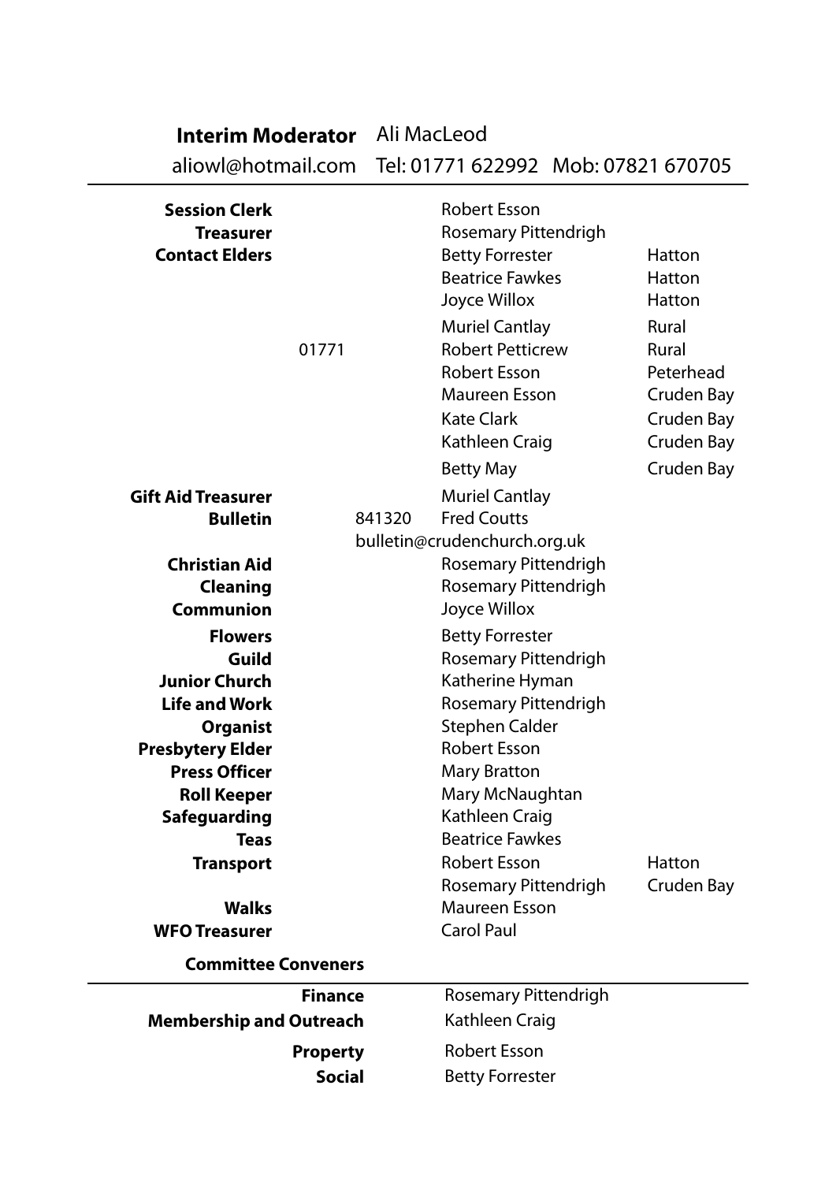**Interim Moderator** Ali MacLeod

aliowl@hotmail.com Tel: 01771 622992 Mob: 07821 670705

| | | | |
|---|---|---|---|
| **Session Clerk** | | Robert Esson | |
| **Treasurer** | | Rosemary Pittendrigh | |
| **Contact Elders** | | Betty Forrester | Hatton |
| | | Beatrice Fawkes | Hatton |
| | | Joyce Willox | Hatton |
| | | Muriel Cantlay | Rural |
| | 01771 | Robert Petticrew | Rural |
| | | Robert Esson | Peterhead |
| | | Maureen Esson | Cruden Bay |
| | | Kate Clark | Cruden Bay |
| | | Kathleen Craig | Cruden Bay |
| | | Betty May | Cruden Bay |
| **Gift Aid Treasurer** | | Muriel Cantlay | |
| **Bulletin** | 841320 | Fred Coutts | |
| | | bulletin@crudenchurch.org.uk | |
| **Christian Aid** | | Rosemary Pittendrigh | |
| **Cleaning** | | Rosemary Pittendrigh | |
| **Communion** | | Joyce Willox | |
| **Flowers** | | Betty Forrester | |
| **Guild** | | Rosemary Pittendrigh | |
| **Junior Church** | | Katherine Hyman | |
| **Life and Work** | | Rosemary Pittendrigh | |
| **Organist** | | Stephen Calder | |
| **Presbytery Elder** | | Robert Esson | |
| **Press Officer** | | Mary Bratton | |
| **Roll Keeper** | | Mary McNaughtan | |
| **Safeguarding** | | Kathleen Craig | |
| **Teas** | | Beatrice Fawkes | |
| **Transport** | | Robert Esson | Hatton |
| | | Rosemary Pittendrigh | Cruden Bay |
| **Walks** | | Maureen Esson | |
| **WFO Treasurer** | | Carol Paul | |

**Committee Conveners**

| | |
|---|---|
| **Finance** | Rosemary Pittendrigh |
| **Membership and Outreach** | Kathleen Craig |
| **Property** | Robert Esson |
| **Social** | Betty Forrester |